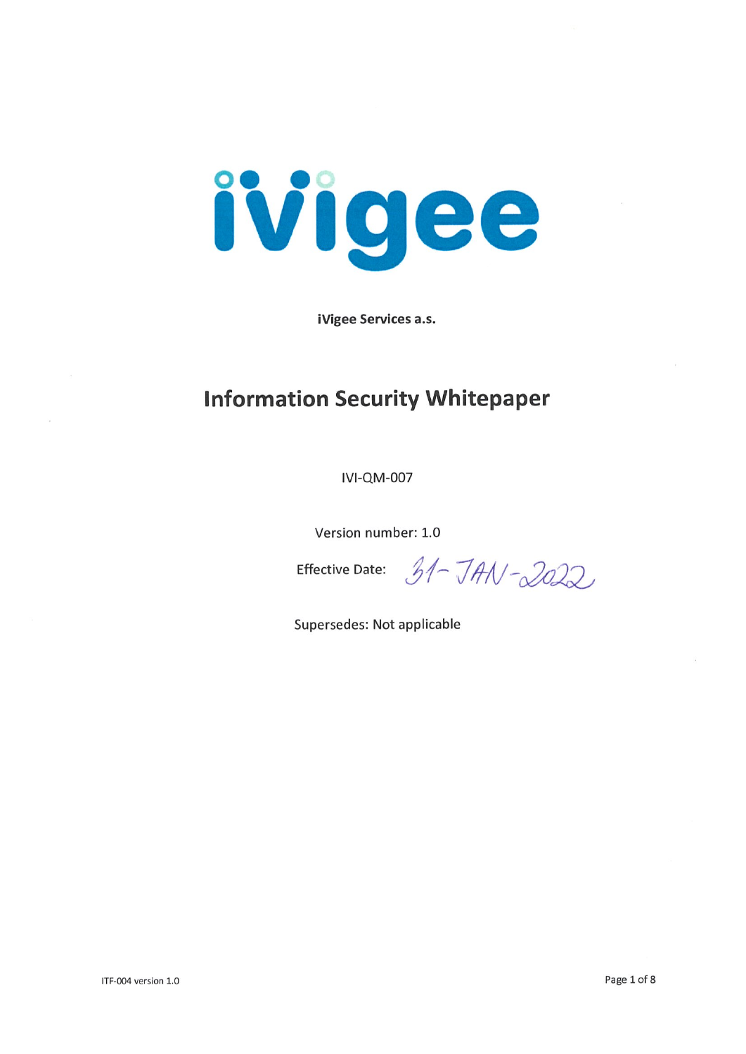iVigee

**iVigee Services a.s.**

# Information Security Whitepaper

IVI-QM-007

Version number: 1.0

Effective Date: 31-JAN-2022

Supersedes: Not applicable

ITF-004 version 1.0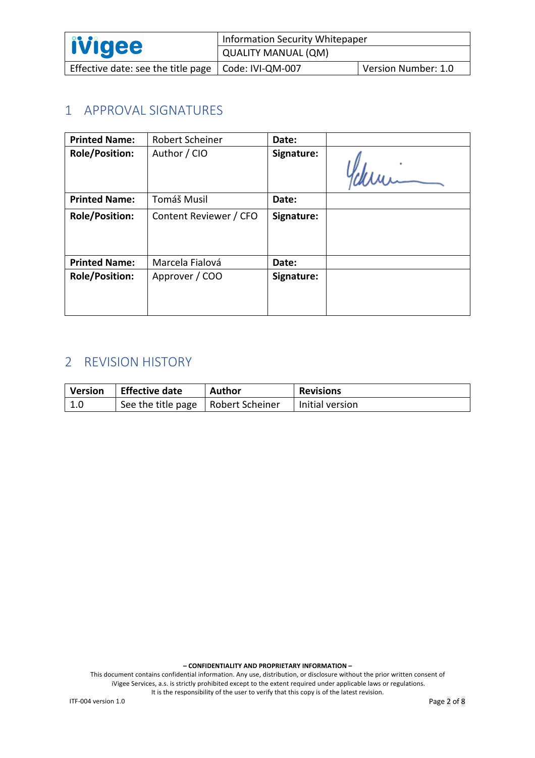# 1 APPROVAL SIGNATURES

| **Printed Name:** | Robert Scheiner | **Date:** | |
|---|---|---|---|
| **Role/Position:** | Author / CIO | **Signature:** | |
| **Printed Name:** | Tomáš Musil | **Date:** | |
| **Role/Position:** | Content Reviewer / CFO | **Signature:** | |
| **Printed Name:** | Marcela Fialová | **Date:** | |
| **Role/Position:** | Approver / COO | **Signature:** | |

# 2 REVISION HISTORY

| Version | Effective date | Author | Revisions |
|---|---|---|---|
| 1.0 | See the title page | Robert Scheiner | Initial version |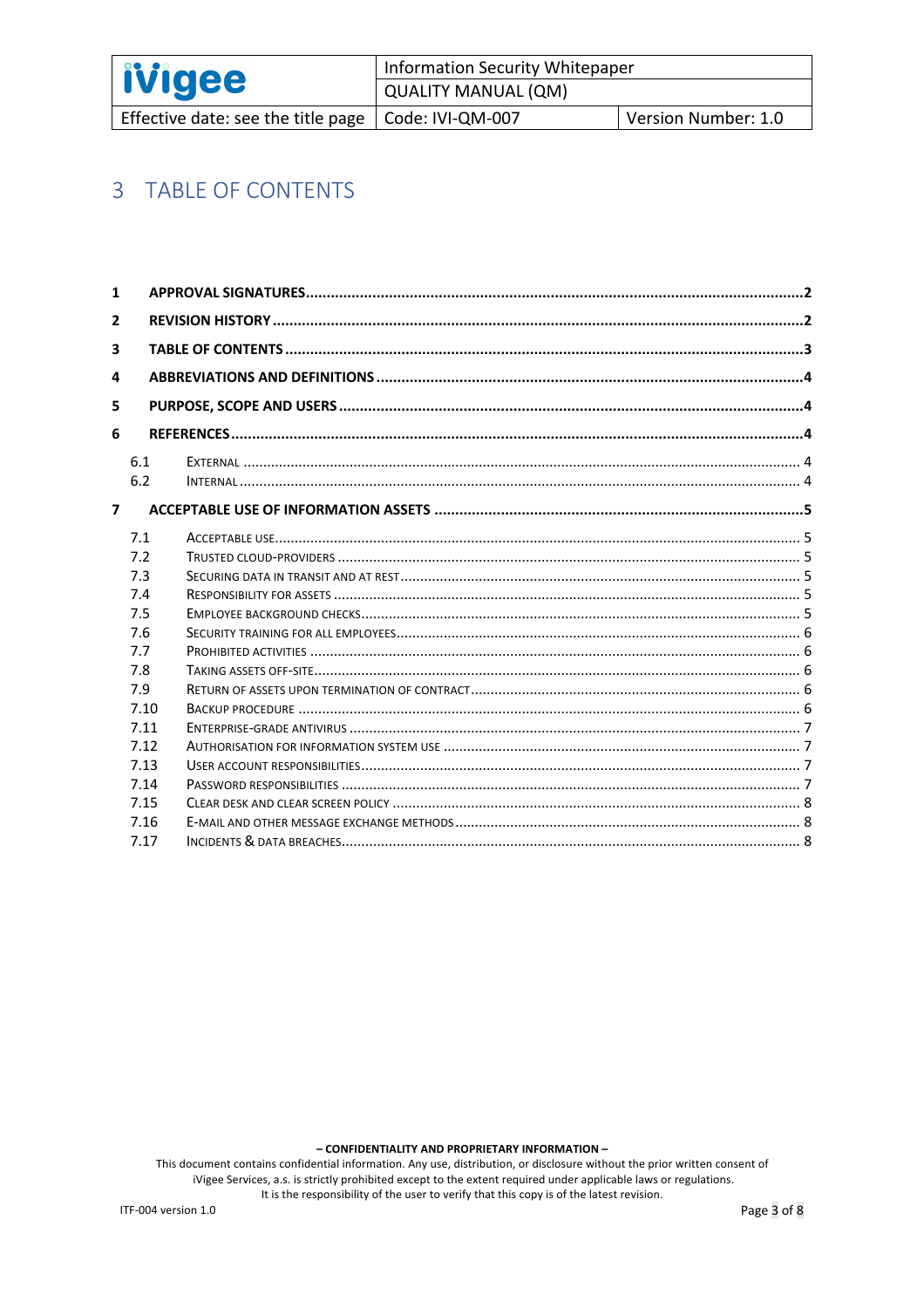# 3 TABLE OF CONTENTS

**1 APPROVAL SIGNATURES ........................................................ 2**

**2 REVISION HISTORY ........................................................ 2**

**3 TABLE OF CONTENTS ........................................................ 3**

**4 ABBREVIATIONS AND DEFINITIONS ........................................................ 4**

**5 PURPOSE, SCOPE AND USERS ........................................................ 4**

**6 REFERENCES ........................................................ 4**

- 6.1 EXTERNAL ........................................................ 4
- 6.2 INTERNAL ........................................................ 4

**7 ACCEPTABLE USE OF INFORMATION ASSETS ........................................................ 5**

- 7.1 ACCEPTABLE USE ........................................................ 5
- 7.2 TRUSTED CLOUD-PROVIDERS ........................................................ 5
- 7.3 SECURING DATA IN TRANSIT AND AT REST ........................................................ 5
- 7.4 RESPONSIBILITY FOR ASSETS ........................................................ 5
- 7.5 EMPLOYEE BACKGROUND CHECKS ........................................................ 5
- 7.6 SECURITY TRAINING FOR ALL EMPLOYEES ........................................................ 6
- 7.7 PROHIBITED ACTIVITIES ........................................................ 6
- 7.8 TAKING ASSETS OFF-SITE ........................................................ 6
- 7.9 RETURN OF ASSETS UPON TERMINATION OF CONTRACT ........................................................ 6
- 7.10 BACKUP PROCEDURE ........................................................ 6
- 7.11 ENTERPRISE-GRADE ANTIVIRUS ........................................................ 7
- 7.12 AUTHORISATION FOR INFORMATION SYSTEM USE ........................................................ 7
- 7.13 USER ACCOUNT RESPONSIBILITIES ........................................................ 7
- 7.14 PASSWORD RESPONSIBILITIES ........................................................ 7
- 7.15 CLEAR DESK AND CLEAR SCREEN POLICY ........................................................ 8
- 7.16 E-MAIL AND OTHER MESSAGE EXCHANGE METHODS ........................................................ 8
- 7.17 INCIDENTS & DATA BREACHES ........................................................ 8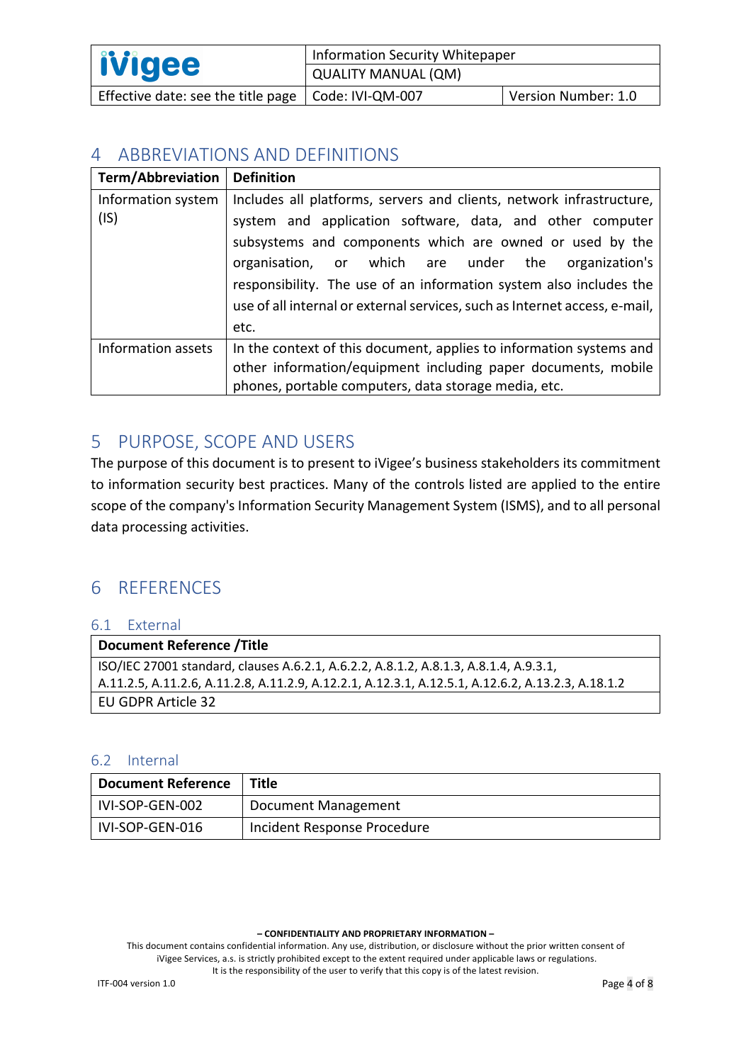# 4 ABBREVIATIONS AND DEFINITIONS

| Term/Abbreviation | Definition |
|---|---|
| Information system (IS) | Includes all platforms, servers and clients, network infrastructure, system and application software, data, and other computer subsystems and components which are owned or used by the organisation, or which are under the organization's responsibility. The use of an information system also includes the use of all internal or external services, such as Internet access, e-mail, etc. |
| Information assets | In the context of this document, applies to information systems and other information/equipment including paper documents, mobile phones, portable computers, data storage media, etc. |

# 5 PURPOSE, SCOPE AND USERS

The purpose of this document is to present to iVigee's business stakeholders its commitment to information security best practices. Many of the controls listed are applied to the entire scope of the company's Information Security Management System (ISMS), and to all personal data processing activities.

# 6 REFERENCES

## 6.1 External

| Document Reference /Title |
|---|
| ISO/IEC 27001 standard, clauses A.6.2.1, A.6.2.2, A.8.1.2, A.8.1.3, A.8.1.4, A.9.3.1, A.11.2.5, A.11.2.6, A.11.2.8, A.11.2.9, A.12.2.1, A.12.3.1, A.12.5.1, A.12.6.2, A.13.2.3, A.18.1.2 |
| EU GDPR Article 32 |

## 6.2 Internal

| Document Reference | Title |
|---|---|
| IVI-SOP-GEN-002 | Document Management |
| IVI-SOP-GEN-016 | Incident Response Procedure |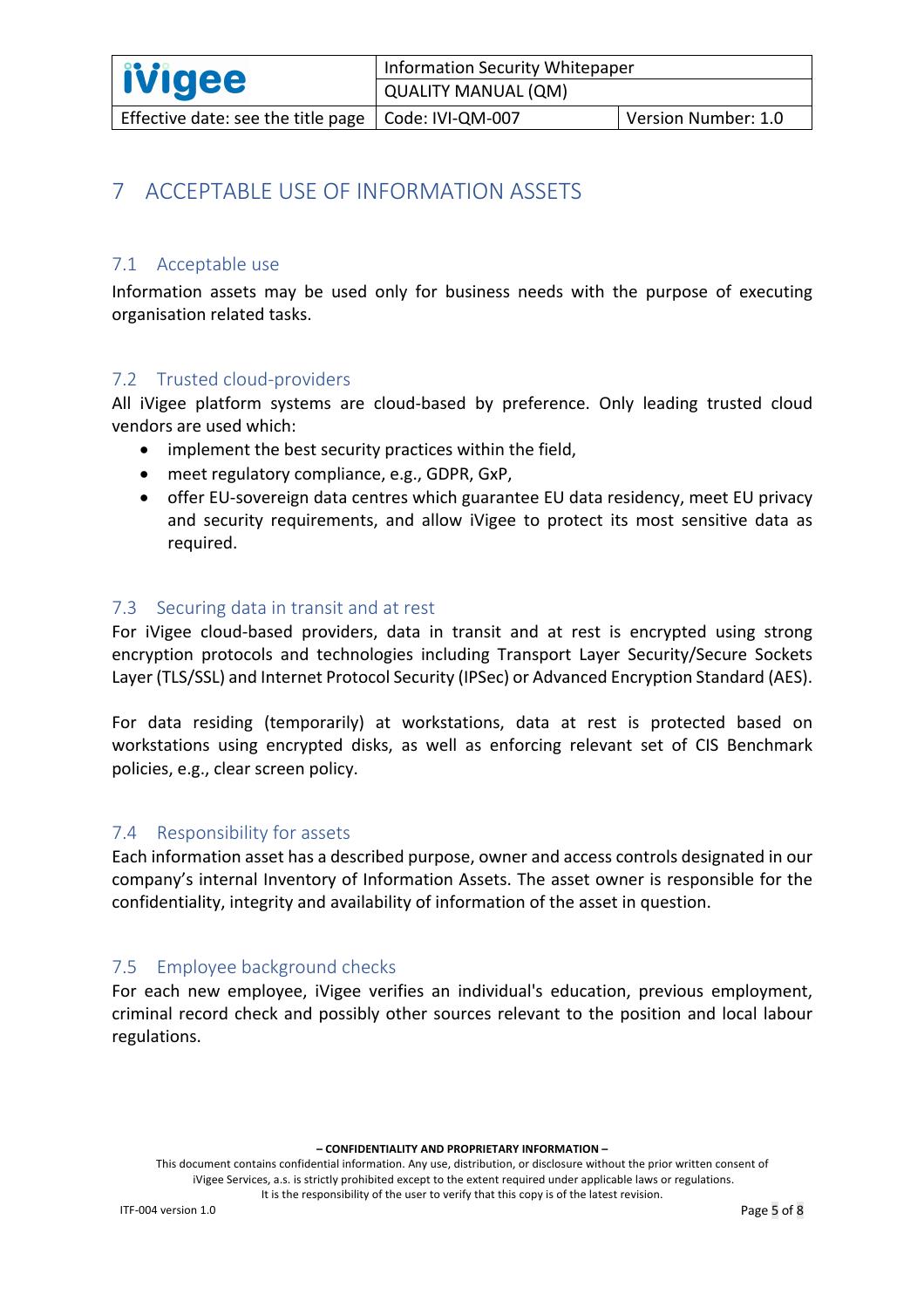# 7 ACCEPTABLE USE OF INFORMATION ASSETS

## 7.1 Acceptable use

Information assets may be used only for business needs with the purpose of executing organisation related tasks.

## 7.2 Trusted cloud-providers

All iVigee platform systems are cloud-based by preference. Only leading trusted cloud vendors are used which:

- implement the best security practices within the field,
- meet regulatory compliance, e.g., GDPR, GxP,
- offer EU-sovereign data centres which guarantee EU data residency, meet EU privacy and security requirements, and allow iVigee to protect its most sensitive data as required.

## 7.3 Securing data in transit and at rest

For iVigee cloud-based providers, data in transit and at rest is encrypted using strong encryption protocols and technologies including Transport Layer Security/Secure Sockets Layer (TLS/SSL) and Internet Protocol Security (IPSec) or Advanced Encryption Standard (AES).

For data residing (temporarily) at workstations, data at rest is protected based on workstations using encrypted disks, as well as enforcing relevant set of CIS Benchmark policies, e.g., clear screen policy.

## 7.4 Responsibility for assets

Each information asset has a described purpose, owner and access controls designated in our company's internal Inventory of Information Assets. The asset owner is responsible for the confidentiality, integrity and availability of information of the asset in question.

## 7.5 Employee background checks

For each new employee, iVigee verifies an individual's education, previous employment, criminal record check and possibly other sources relevant to the position and local labour regulations.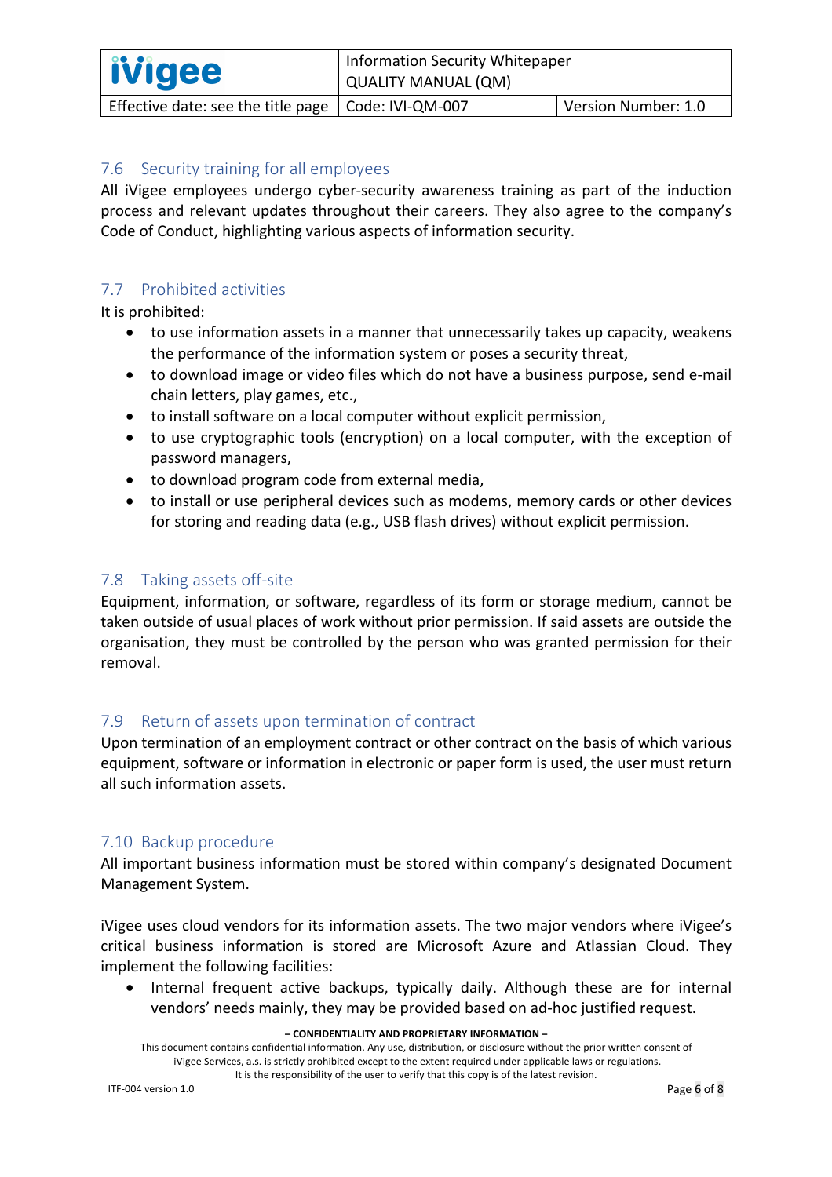## 7.6 Security training for all employees

All iVigee employees undergo cyber-security awareness training as part of the induction process and relevant updates throughout their careers. They also agree to the company's Code of Conduct, highlighting various aspects of information security.

## 7.7 Prohibited activities

It is prohibited:

- to use information assets in a manner that unnecessarily takes up capacity, weakens the performance of the information system or poses a security threat,
- to download image or video files which do not have a business purpose, send e-mail chain letters, play games, etc.,
- to install software on a local computer without explicit permission,
- to use cryptographic tools (encryption) on a local computer, with the exception of password managers,
- to download program code from external media,
- to install or use peripheral devices such as modems, memory cards or other devices for storing and reading data (e.g., USB flash drives) without explicit permission.

## 7.8 Taking assets off-site

Equipment, information, or software, regardless of its form or storage medium, cannot be taken outside of usual places of work without prior permission. If said assets are outside the organisation, they must be controlled by the person who was granted permission for their removal.

## 7.9 Return of assets upon termination of contract

Upon termination of an employment contract or other contract on the basis of which various equipment, software or information in electronic or paper form is used, the user must return all such information assets.

## 7.10 Backup procedure

All important business information must be stored within company's designated Document Management System.

iVigee uses cloud vendors for its information assets. The two major vendors where iVigee's critical business information is stored are Microsoft Azure and Atlassian Cloud. They implement the following facilities:

- Internal frequent active backups, typically daily. Although these are for internal vendors' needs mainly, they may be provided based on ad-hoc justified request.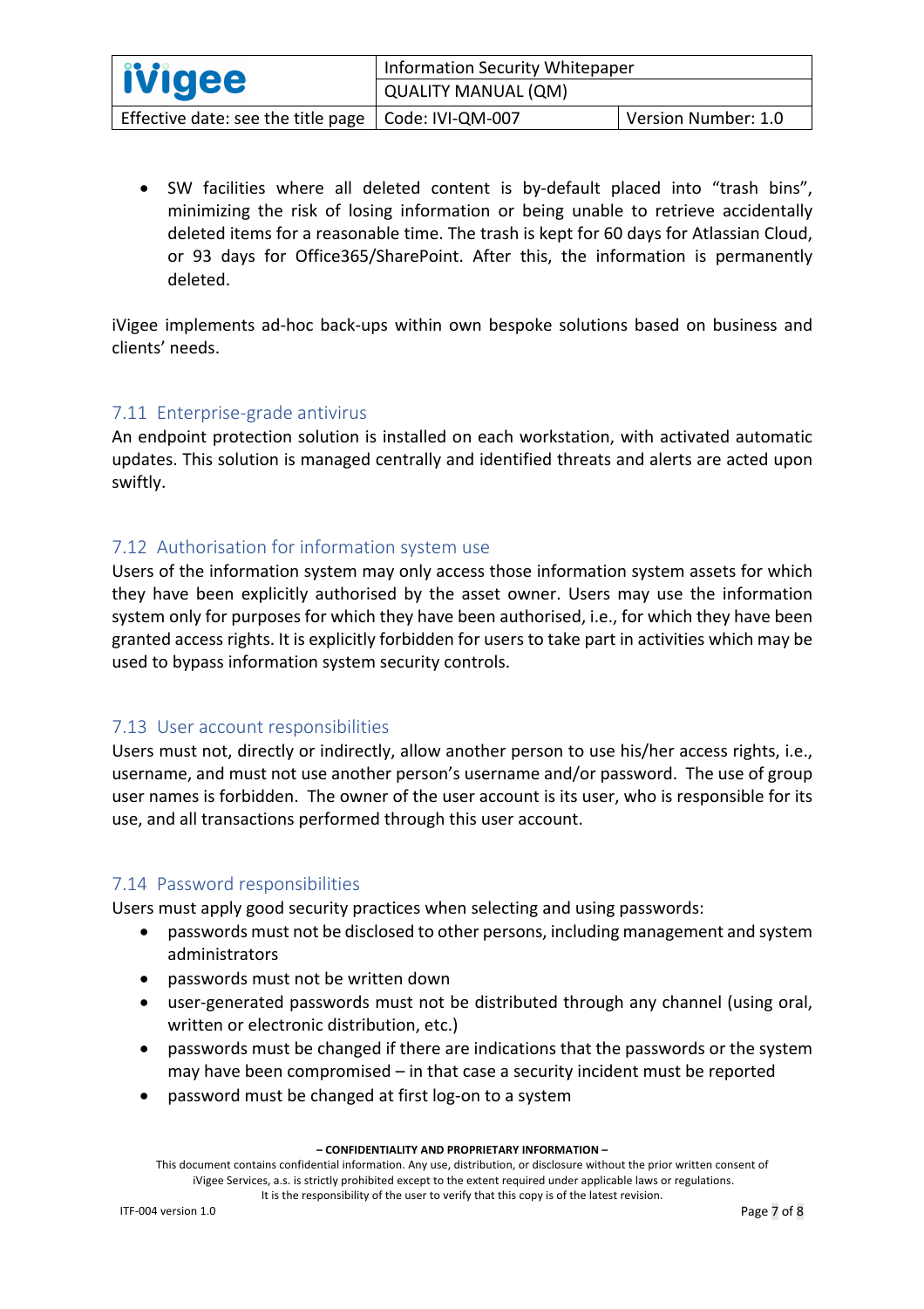- SW facilities where all deleted content is by-default placed into "trash bins", minimizing the risk of losing information or being unable to retrieve accidentally deleted items for a reasonable time. The trash is kept for 60 days for Atlassian Cloud, or 93 days for Office365/SharePoint. After this, the information is permanently deleted.

iVigee implements ad-hoc back-ups within own bespoke solutions based on business and clients' needs.

## 7.11 Enterprise-grade antivirus

An endpoint protection solution is installed on each workstation, with activated automatic updates. This solution is managed centrally and identified threats and alerts are acted upon swiftly.

## 7.12 Authorisation for information system use

Users of the information system may only access those information system assets for which they have been explicitly authorised by the asset owner. Users may use the information system only for purposes for which they have been authorised, i.e., for which they have been granted access rights. It is explicitly forbidden for users to take part in activities which may be used to bypass information system security controls.

## 7.13 User account responsibilities

Users must not, directly or indirectly, allow another person to use his/her access rights, i.e., username, and must not use another person's username and/or password. The use of group user names is forbidden. The owner of the user account is its user, who is responsible for its use, and all transactions performed through this user account.

## 7.14 Password responsibilities

Users must apply good security practices when selecting and using passwords:

- passwords must not be disclosed to other persons, including management and system administrators
- passwords must not be written down
- user-generated passwords must not be distributed through any channel (using oral, written or electronic distribution, etc.)
- passwords must be changed if there are indications that the passwords or the system may have been compromised – in that case a security incident must be reported
- password must be changed at first log-on to a system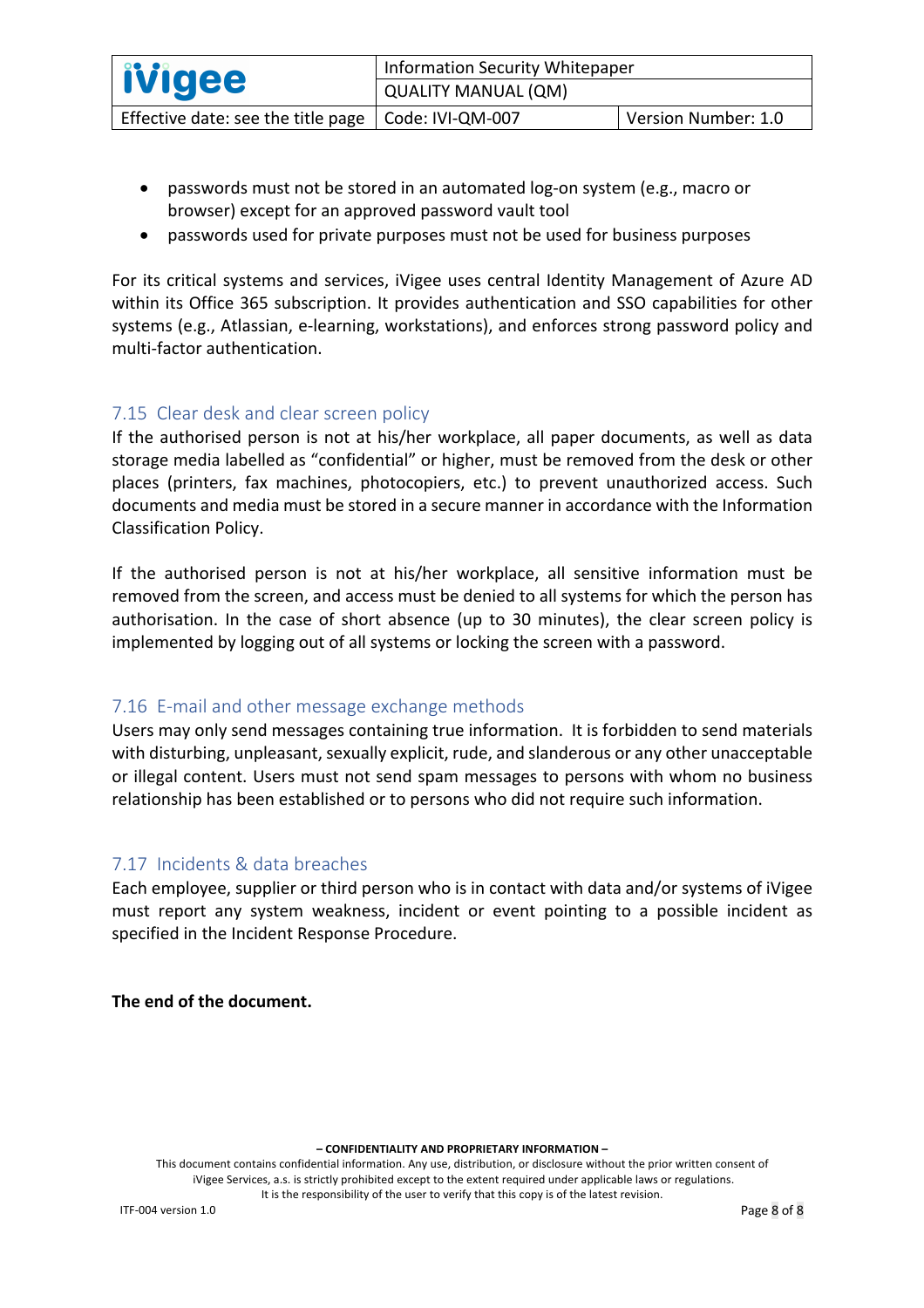- passwords must not be stored in an automated log-on system (e.g., macro or browser) except for an approved password vault tool
- passwords used for private purposes must not be used for business purposes

For its critical systems and services, iVigee uses central Identity Management of Azure AD within its Office 365 subscription. It provides authentication and SSO capabilities for other systems (e.g., Atlassian, e-learning, workstations), and enforces strong password policy and multi-factor authentication.

## 7.15 Clear desk and clear screen policy

If the authorised person is not at his/her workplace, all paper documents, as well as data storage media labelled as "confidential" or higher, must be removed from the desk or other places (printers, fax machines, photocopiers, etc.) to prevent unauthorized access. Such documents and media must be stored in a secure manner in accordance with the Information Classification Policy.

If the authorised person is not at his/her workplace, all sensitive information must be removed from the screen, and access must be denied to all systems for which the person has authorisation. In the case of short absence (up to 30 minutes), the clear screen policy is implemented by logging out of all systems or locking the screen with a password.

## 7.16 E-mail and other message exchange methods

Users may only send messages containing true information. It is forbidden to send materials with disturbing, unpleasant, sexually explicit, rude, and slanderous or any other unacceptable or illegal content. Users must not send spam messages to persons with whom no business relationship has been established or to persons who did not require such information.

## 7.17 Incidents & data breaches

Each employee, supplier or third person who is in contact with data and/or systems of iVigee must report any system weakness, incident or event pointing to a possible incident as specified in the Incident Response Procedure.

**The end of the document.**